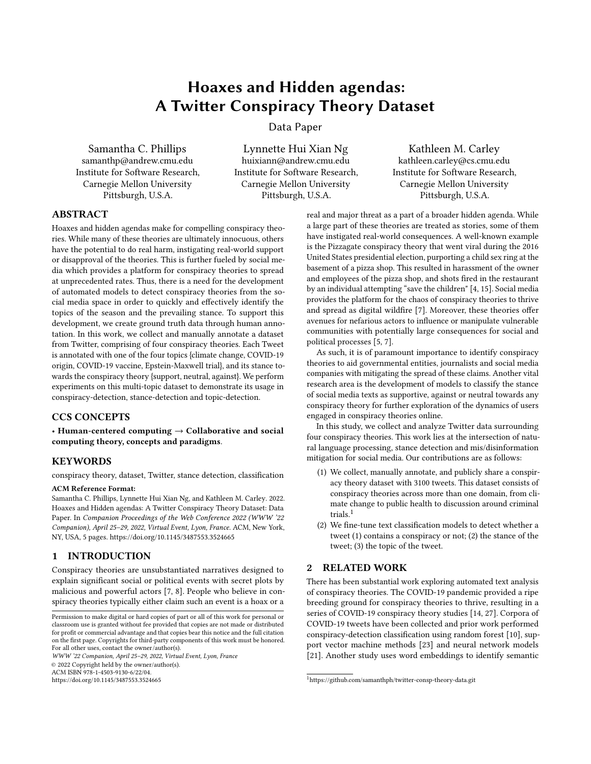# Hoaxes and Hidden agendas: A Twitter Conspiracy Theory Dataset

Data Paper

Samantha C. Phillips
samanthp@andrew.cmu.edu
Institute for Software Research,
Carnegie Mellon University
Pittsburgh, U.S.A.

Lynnette Hui Xian Ng
huixiann@andrew.cmu.edu
Institute for Software Research,
Carnegie Mellon University
Pittsburgh, U.S.A.

Kathleen M. Carley
kathleen.carley@cs.cmu.edu
Institute for Software Research,
Carnegie Mellon University
Pittsburgh, U.S.A.

## ABSTRACT

Hoaxes and hidden agendas make for compelling conspiracy theories. While many of these theories are ultimately innocuous, others have the potential to do real harm, instigating real-world support or disapproval of the theories. This is further fueled by social media which provides a platform for conspiracy theories to spread at unprecedented rates. Thus, there is a need for the development of automated models to detect conspiracy theories from the social media space in order to quickly and effectively identify the topics of the season and the prevailing stance. To support this development, we create ground truth data through human annotation. In this work, we collect and manually annotate a dataset from Twitter, comprising of four conspiracy theories. Each Tweet is annotated with one of the four topics {climate change, COVID-19 origin, COVID-19 vaccine, Epstein-Maxwell trial}, and its stance towards the conspiracy theory {support, neutral, against}. We perform experiments on this multi-topic dataset to demonstrate its usage in conspiracy-detection, stance-detection and topic-detection.

## CCS CONCEPTS

• **Human-centered computing → Collaborative and social computing theory, concepts and paradigms**.

## KEYWORDS

conspiracy theory, dataset, Twitter, stance detection, classification

**ACM Reference Format:**
Samantha C. Phillips, Lynnette Hui Xian Ng, and Kathleen M. Carley. 2022. Hoaxes and Hidden agendas: A Twitter Conspiracy Theory Dataset: Data Paper. In *Companion Proceedings of the Web Conference 2022 (WWW '22 Companion), April 25–29, 2022, Virtual Event, Lyon, France.* ACM, New York, NY, USA, 5 pages. https://doi.org/10.1145/3487553.3524665

## 1 INTRODUCTION

Conspiracy theories are unsubstantiated narratives designed to explain significant social or political events with secret plots by malicious and powerful actors [7, 8]. People who believe in conspiracy theories typically either claim such an event is a hoax or a real and major threat as a part of a broader hidden agenda. While a large part of these theories are treated as stories, some of them have instigated real-world consequences. A well-known example is the Pizzagate conspiracy theory that went viral during the 2016 United States presidential election, purporting a child sex ring at the basement of a pizza shop. This resulted in harassment of the owner and employees of the pizza shop, and shots fired in the restaurant by an individual attempting "save the children" [4, 15]. Social media provides the platform for the chaos of conspiracy theories to thrive and spread as digital wildfire [7]. Moreover, these theories offer avenues for nefarious actors to influence or manipulate vulnerable communities with potentially large consequences for social and political processes [5, 7].

As such, it is of paramount importance to identify conspiracy theories to aid governmental entities, journalists and social media companies with mitigating the spread of these claims. Another vital research area is the development of models to classify the stance of social media texts as supportive, against or neutral towards any conspiracy theory for further exploration of the dynamics of users engaged in conspiracy theories online.

In this study, we collect and analyze Twitter data surrounding four conspiracy theories. This work lies at the intersection of natural language processing, stance detection and mis/disinformation mitigation for social media. Our contributions are as follows:

1. We collect, manually annotate, and publicly share a conspiracy theory dataset with 3100 tweets. This dataset consists of conspiracy theories across more than one domain, from climate change to public health to discussion around criminal trials.[1]
2. We fine-tune text classification models to detect whether a tweet (1) contains a conspiracy or not; (2) the stance of the tweet; (3) the topic of the tweet.

## 2 RELATED WORK

There has been substantial work exploring automated text analysis of conspiracy theories. The COVID-19 pandemic provided a ripe breeding ground for conspiracy theories to thrive, resulting in a series of COVID-19 conspiracy theory studies [14, 27]. Corpora of COVID-19 tweets have been collected and prior work performed conspiracy-detection classification using random forest [10], support vector machine methods [23] and neural network models [21]. Another study uses word embeddings to identify semantic

[1] https://github.com/samanthph/twitter-consp-theory-data.git

Permission to make digital or hard copies of part or all of this work for personal or classroom use is granted without fee provided that copies are not made or distributed for profit or commercial advantage and that copies bear this notice and the full citation on the first page. Copyrights for third-party components of this work must be honored. For all other uses, contact the owner/author(s).
*WWW '22 Companion, April 25–29, 2022, Virtual Event, Lyon, France*
© 2022 Copyright held by the owner/author(s).
ACM ISBN 978-1-4503-9130-6/22/04.
https://doi.org/10.1145/3487553.3524665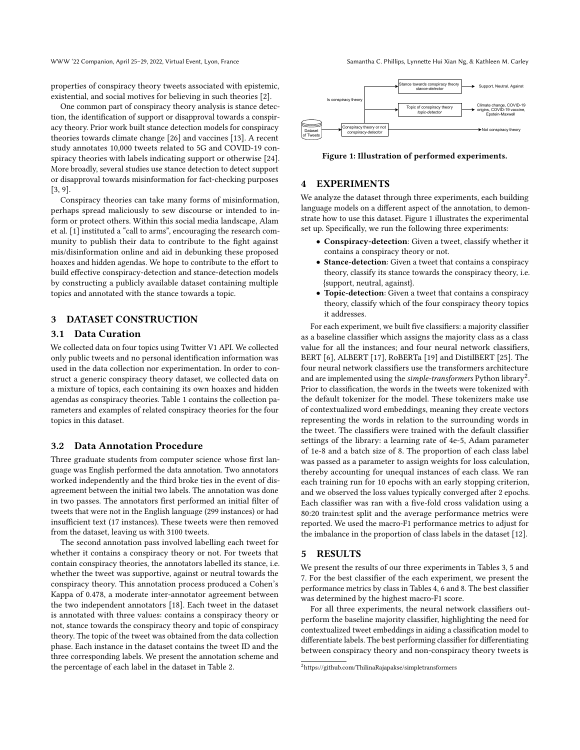properties of conspiracy theory tweets associated with epistemic, existential, and social motives for believing in such theories [2].

One common part of conspiracy theory analysis is stance detection, the identification of support or disapproval towards a conspiracy theory. Prior work built stance detection models for conspiracy theories towards climate change [26] and vaccines [13]. A recent study annotates 10,000 tweets related to 5G and COVID-19 conspiracy theories with labels indicating support or otherwise [24]. More broadly, several studies use stance detection to detect support or disapproval towards misinformation for fact-checking purposes [3, 9].

Conspiracy theories can take many forms of misinformation, perhaps spread maliciously to sew discourse or intended to inform or protect others. Within this social media landscape, Alam et al. [1] instituted a "call to arms", encouraging the research community to publish their data to contribute to the fight against mis/disinformation online and aid in debunking these proposed hoaxes and hidden agendas. We hope to contribute to the effort to build effective conspiracy-detection and stance-detection models by constructing a publicly available dataset containing multiple topics and annotated with the stance towards a topic.

## 3 DATASET CONSTRUCTION

### 3.1 Data Curation

We collected data on four topics using Twitter V1 API. We collected only public tweets and no personal identification information was used in the data collection nor experimentation. In order to construct a generic conspiracy theory dataset, we collected data on a mixture of topics, each containing its own hoaxes and hidden agendas as conspiracy theories. Table 1 contains the collection parameters and examples of related conspiracy theories for the four topics in this dataset.

### 3.2 Data Annotation Procedure

Three graduate students from computer science whose first language was English performed the data annotation. Two annotators worked independently and the third broke ties in the event of disagreement between the initial two labels. The annotation was done in two passes. The annotators first performed an initial filter of tweets that were not in the English language (299 instances) or had insufficient text (17 instances). These tweets were then removed from the dataset, leaving us with 3100 tweets.

The second annotation pass involved labelling each tweet for whether it contains a conspiracy theory or not. For tweets that contain conspiracy theories, the annotators labelled its stance, i.e. whether the tweet was supportive, against or neutral towards the conspiracy theory. This annotation process produced a Cohen's Kappa of 0.478, a moderate inter-annotator agreement between the two independent annotators [18]. Each tweet in the dataset is annotated with three values: contains a conspiracy theory or not, stance towards the conspiracy theory and topic of conspiracy theory. The topic of the tweet was obtained from the data collection phase. Each instance in the dataset contains the tweet ID and the three corresponding labels. We present the annotation scheme and the percentage of each label in the dataset in Table 2.

Figure 1: Illustration of performed experiments.

## 4 EXPERIMENTS

We analyze the dataset through three experiments, each building language models on a different aspect of the annotation, to demonstrate how to use this dataset. Figure 1 illustrates the experimental set up. Specifically, we run the following three experiments:

- **Conspiracy-detection**: Given a tweet, classify whether it contains a conspiracy theory or not.
- **Stance-detection**: Given a tweet that contains a conspiracy theory, classify its stance towards the conspiracy theory, i.e. {support, neutral, against}.
- **Topic-detection**: Given a tweet that contains a conspiracy theory, classify which of the four conspiracy theory topics it addresses.

For each experiment, we built five classifiers: a majority classifier as a baseline classifier which assigns the majority class as a class value for all the instances; and four neural network classifiers, BERT [6], ALBERT [17], RoBERTa [19] and DistilBERT [25]. The four neural network classifiers use the transformers architecture and are implemented using the *simple-transformers* Python library[2]. Prior to classification, the words in the tweets were tokenized with the default tokenizer for the model. These tokenizers make use of contextualized word embeddings, meaning they create vectors representing the words in relation to the surrounding words in the tweet. The classifiers were trained with the default classifier settings of the library: a learning rate of 4e-5, Adam parameter of 1e-8 and a batch size of 8. The proportion of each class label was passed as a parameter to assign weights for loss calculation, thereby accounting for unequal instances of each class. We ran each training run for 10 epochs with an early stopping criterion, and we observed the loss values typically converged after 2 epochs. Each classifier was ran with a five-fold cross validation using a 80:20 train:test split and the average performance metrics were reported. We used the macro-F1 performance metrics to adjust for the imbalance in the proportion of class labels in the dataset [12].

## 5 RESULTS

We present the results of our three experiments in Tables 3, 5 and 7. For the best classifier of the each experiment, we present the performance metrics by class in Tables 4, 6 and 8. The best classifier was determined by the highest macro-F1 score.

For all three experiments, the neural network classifiers outperform the baseline majority classifier, highlighting the need for contextualized tweet embeddings in aiding a classification model to differentiate labels. The best performing classifier for differentiating between conspiracy theory and non-conspiracy theory tweets is

[2]https://github.com/ThilinaRajapakse/simpletransformers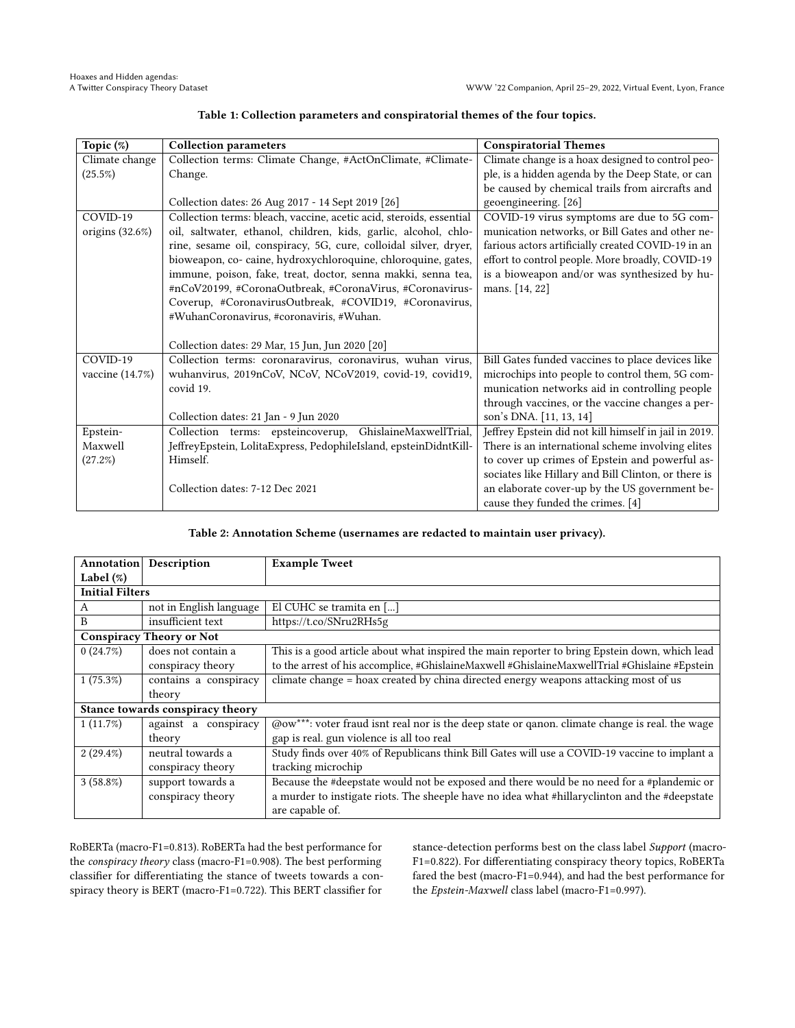**Table 1: Collection parameters and conspiratorial themes of the four topics.**

| Topic (%) | Collection parameters | Conspiratorial Themes |
| --- | --- | --- |
| Climate change (25.5%) | Collection terms: Climate Change, #ActOnClimate, #ClimateChange.<br><br>Collection dates: 26 Aug 2017 - 14 Sept 2019 [26] | Climate change is a hoax designed to control people, is a hidden agenda by the Deep State, or can be caused by chemical trails from aircrafts and geoengineering. [26] |
| COVID-19 origins (32.6%) | Collection terms: bleach, vaccine, acetic acid, steroids, essential oil, saltwater, ethanol, children, kids, garlic, alcohol, chlorine, sesame oil, conspiracy, 5G, cure, colloidal silver, dryer, bioweapon, co- caine, hydroxychloroquine, chloroquine, gates, immune, poison, fake, treat, doctor, senna makki, senna tea, #nCoV20199, #CoronaOutbreak, #CoronaVirus, #CoronavirusCoverup, #CoronavirusOutbreak, #COVID19, #Coronavirus, #WuhanCoronavirus, #coronaviris, #Wuhan.<br><br>Collection dates: 29 Mar, 15 Jun, Jun 2020 [20] | COVID-19 virus symptoms are due to 5G communication networks, or Bill Gates and other nefarious actors artificially created COVID-19 in an effort to control people. More broadly, COVID-19 is a bioweapon and/or was synthesized by humans. [14, 22] |
| COVID-19 vaccine (14.7%) | Collection terms: coronaravirus, coronavirus, wuhan virus, wuhanvirus, 2019nCoV, NCoV, NCoV2019, covid-19, covid19, covid 19.<br><br>Collection dates: 21 Jan - 9 Jun 2020 | Bill Gates funded vaccines to place devices like microchips into people to control them, 5G communication networks aid in controlling people through vaccines, or the vaccine changes a person's DNA. [11, 13, 14] |
| Epstein-Maxwell (27.2%) | Collection terms: epsteincoverup, GhislaineMaxwellTrial, JeffreyEpstein, LolitaExpress, PedophileIsland, epsteinDidntKillHimself.<br><br>Collection dates: 7-12 Dec 2021 | Jeffrey Epstein did not kill himself in jail in 2019. There is an international scheme involving elites to cover up crimes of Epstein and powerful associates like Hillary and Bill Clinton, or there is an elaborate cover-up by the US government because they funded the crimes. [4] |

**Table 2: Annotation Scheme (usernames are redacted to maintain user privacy).**

| Annotation Label (%) | Description | Example Tweet |
| --- | --- | --- |
| **Initial Filters** | | |
| A | not in English language | El CUHC se tramita en [...] |
| B | insufficient text | https://t.co/SNru2RHs5g |
| **Conspiracy Theory or Not** | | |
| 0 (24.7%) | does not contain a conspiracy theory | This is a good article about what inspired the main reporter to bring Epstein down, which lead to the arrest of his accomplice, #GhislaineMaxwell #GhislaineMaxwellTrial #Ghislaine #Epstein |
| 1 (75.3%) | contains a conspiracy theory | climate change = hoax created by china directed energy weapons attacking most of us |
| **Stance towards conspiracy theory** | | |
| 1 (11.7%) | against a conspiracy theory | @ow***: voter fraud isnt real nor is the deep state or qanon. climate change is real. the wage gap is real. gun violence is all too real |
| 2 (29.4%) | neutral towards a conspiracy theory | Study finds over 40% of Republicans think Bill Gates will use a COVID-19 vaccine to implant a tracking microchip |
| 3 (58.8%) | support towards a conspiracy theory | Because the #deepstate would not be exposed and there would be no need for a #plandemic or a murder to instigate riots. The sheeple have no idea what #hillaryclinton and the #deepstate are capable of. |

RoBERTa (macro-F1=0.813). RoBERTa had the best performance for the *conspiracy theory* class (macro-F1=0.908). The best performing classifier for differentiating the stance of tweets towards a conspiracy theory is BERT (macro-F1=0.722). This BERT classifier for stance-detection performs best on the class label *Support* (macro-F1=0.822). For differentiating conspiracy theory topics, RoBERTa fared the best (macro-F1=0.944), and had the best performance for the *Epstein-Maxwell* class label (macro-F1=0.997).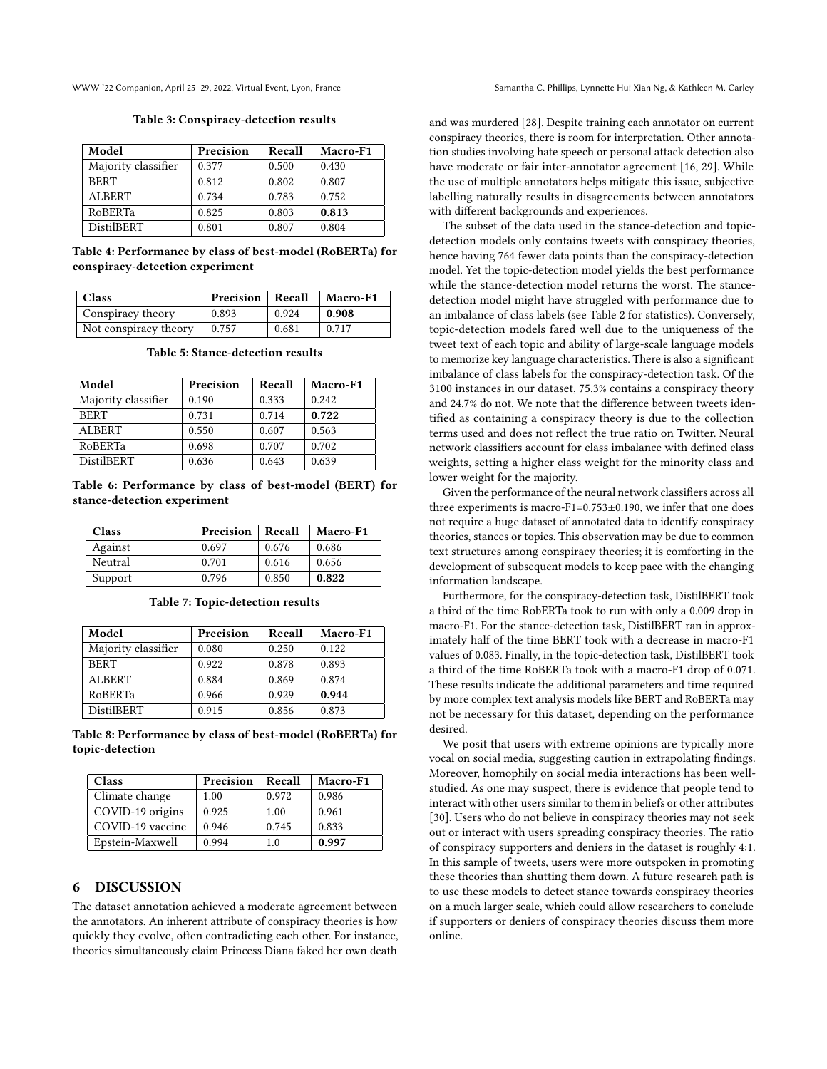**Table 3: Conspiracy-detection results**

| Model | Precision | Recall | Macro-F1 |
|---|---|---|---|
| Majority classifier | 0.377 | 0.500 | 0.430 |
| BERT | 0.812 | 0.802 | 0.807 |
| ALBERT | 0.734 | 0.783 | 0.752 |
| RoBERTa | 0.825 | 0.803 | **0.813** |
| DistilBERT | 0.801 | 0.807 | 0.804 |

**Table 4: Performance by class of best-model (RoBERTa) for conspiracy-detection experiment**

| Class | Precision | Recall | Macro-F1 |
|---|---|---|---|
| Conspiracy theory | 0.893 | 0.924 | **0.908** |
| Not conspiracy theory | 0.757 | 0.681 | 0.717 |

**Table 5: Stance-detection results**

| Model | Precision | Recall | Macro-F1 |
|---|---|---|---|
| Majority classifier | 0.190 | 0.333 | 0.242 |
| BERT | 0.731 | 0.714 | **0.722** |
| ALBERT | 0.550 | 0.607 | 0.563 |
| RoBERTa | 0.698 | 0.707 | 0.702 |
| DistilBERT | 0.636 | 0.643 | 0.639 |

**Table 6: Performance by class of best-model (BERT) for stance-detection experiment**

| Class | Precision | Recall | Macro-F1 |
|---|---|---|---|
| Against | 0.697 | 0.676 | 0.686 |
| Neutral | 0.701 | 0.616 | 0.656 |
| Support | 0.796 | 0.850 | **0.822** |

**Table 7: Topic-detection results**

| Model | Precision | Recall | Macro-F1 |
|---|---|---|---|
| Majority classifier | 0.080 | 0.250 | 0.122 |
| BERT | 0.922 | 0.878 | 0.893 |
| ALBERT | 0.884 | 0.869 | 0.874 |
| RoBERTa | 0.966 | 0.929 | **0.944** |
| DistilBERT | 0.915 | 0.856 | 0.873 |

**Table 8: Performance by class of best-model (RoBERTa) for topic-detection**

| Class | Precision | Recall | Macro-F1 |
|---|---|---|---|
| Climate change | 1.00 | 0.972 | 0.986 |
| COVID-19 origins | 0.925 | 1.00 | 0.961 |
| COVID-19 vaccine | 0.946 | 0.745 | 0.833 |
| Epstein-Maxwell | 0.994 | 1.0 | **0.997** |

## 6 DISCUSSION

The dataset annotation achieved a moderate agreement between the annotators. An inherent attribute of conspiracy theories is how quickly they evolve, often contradicting each other. For instance, theories simultaneously claim Princess Diana faked her own death and was murdered [28]. Despite training each annotator on current conspiracy theories, there is room for interpretation. Other annotation studies involving hate speech or personal attack detection also have moderate or fair inter-annotator agreement [16, 29]. While the use of multiple annotators helps mitigate this issue, subjective labelling naturally results in disagreements between annotators with different backgrounds and experiences.

The subset of the data used in the stance-detection and topic-detection models only contains tweets with conspiracy theories, hence having 764 fewer data points than the conspiracy-detection model. Yet the topic-detection model yields the best performance while the stance-detection model returns the worst. The stance-detection model might have struggled with performance due to an imbalance of class labels (see Table 2 for statistics). Conversely, topic-detection models fared well due to the uniqueness of the tweet text of each topic and ability of large-scale language models to memorize key language characteristics. There is also a significant imbalance of class labels for the conspiracy-detection task. Of the 3100 instances in our dataset, 75.3% contains a conspiracy theory and 24.7% do not. We note that the difference between tweets identified as containing a conspiracy theory is due to the collection terms used and does not reflect the true ratio on Twitter. Neural network classifiers account for class imbalance with defined class weights, setting a higher class weight for the minority class and lower weight for the majority.

Given the performance of the neural network classifiers across all three experiments is macro-F1=$0.753 \pm 0.190$, we infer that one does not require a huge dataset of annotated data to identify conspiracy theories, stances or topics. This observation may be due to common text structures among conspiracy theories; it is comforting in the development of subsequent models to keep pace with the changing information landscape.

Furthermore, for the conspiracy-detection task, DistilBERT took a third of the time RobERTa took to run with only a 0.009 drop in macro-F1. For the stance-detection task, DistilBERT ran in approximately half of the time BERT took with a decrease in macro-F1 values of 0.083. Finally, in the topic-detection task, DistilBERT took a third of the time RoBERTa took with a macro-F1 drop of 0.071. These results indicate the additional parameters and time required by more complex text analysis models like BERT and RoBERTa may not be necessary for this dataset, depending on the performance desired.

We posit that users with extreme opinions are typically more vocal on social media, suggesting caution in extrapolating findings. Moreover, homophily on social media interactions has been well-studied. As one may suspect, there is evidence that people tend to interact with other users similar to them in beliefs or other attributes [30]. Users who do not believe in conspiracy theories may not seek out or interact with users spreading conspiracy theories. The ratio of conspiracy supporters and deniers in the dataset is roughly 4:1. In this sample of tweets, users were more outspoken in promoting these theories than shutting them down. A future research path is to use these models to detect stance towards conspiracy theories on a much larger scale, which could allow researchers to conclude if supporters or deniers of conspiracy theories discuss them more online.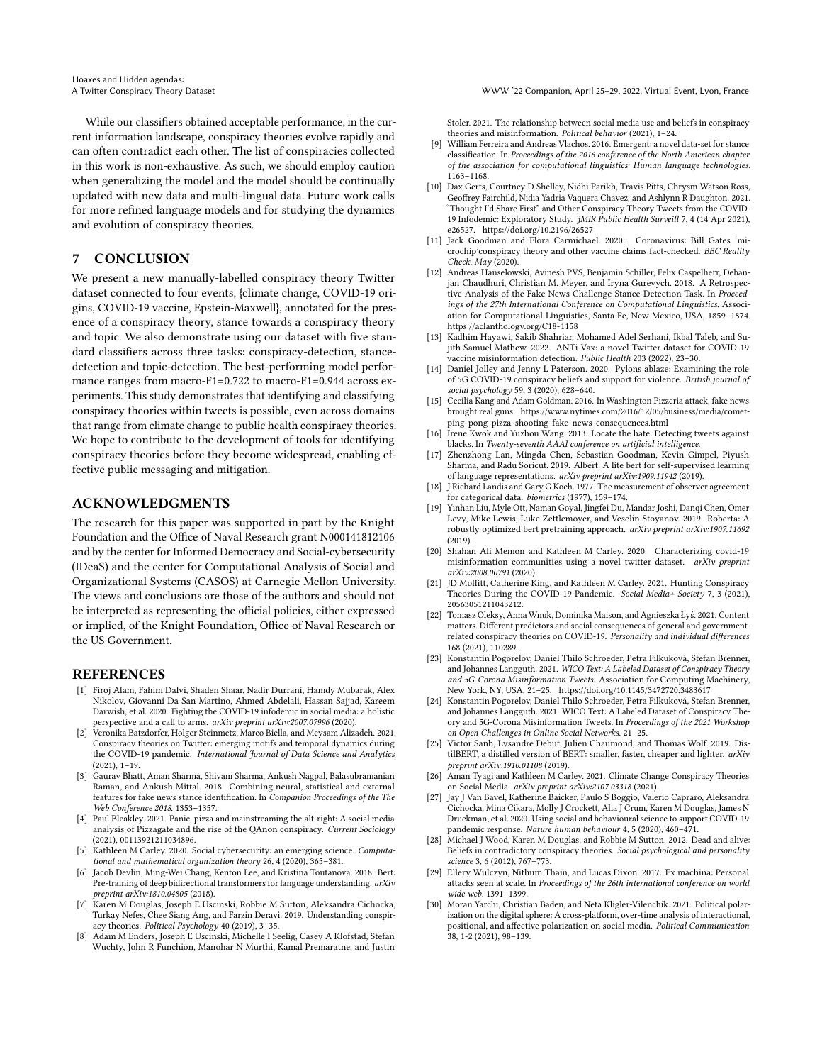While our classifiers obtained acceptable performance, in the current information landscape, conspiracy theories evolve rapidly and can often contradict each other. The list of conspiracies collected in this work is non-exhaustive. As such, we should employ caution when generalizing the model and the model should be continually updated with new data and multi-lingual data. Future work calls for more refined language models and for studying the dynamics and evolution of conspiracy theories.

## 7 CONCLUSION

We present a new manually-labelled conspiracy theory Twitter dataset connected to four events, {climate change, COVID-19 origins, COVID-19 vaccine, Epstein-Maxwell}, annotated for the presence of a conspiracy theory, stance towards a conspiracy theory and topic. We also demonstrate using our dataset with five standard classifiers across three tasks: conspiracy-detection, stance-detection and topic-detection. The best-performing model performance ranges from macro-F1=0.722 to macro-F1=0.944 across experiments. This study demonstrates that identifying and classifying conspiracy theories within tweets is possible, even across domains that range from climate change to public health conspiracy theories. We hope to contribute to the development of tools for identifying conspiracy theories before they become widespread, enabling effective public messaging and mitigation.

## ACKNOWLEDGMENTS

The research for this paper was supported in part by the Knight Foundation and the Office of Naval Research grant N000141812106 and by the center for Informed Democracy and Social-cybersecurity (IDeaS) and the center for Computational Analysis of Social and Organizational Systems (CASOS) at Carnegie Mellon University. The views and conclusions are those of the authors and should not be interpreted as representing the official policies, either expressed or implied, of the Knight Foundation, Office of Naval Research or the US Government.

## REFERENCES

- [1] Firoj Alam, Fahim Dalvi, Shaden Shaar, Nadir Durrani, Hamdy Mubarak, Alex Nikolov, Giovanni Da San Martino, Ahmed Abdelali, Hassan Sajjad, Kareem Darwish, et al. 2020. Fighting the COVID-19 infodemic in social media: a holistic perspective and a call to arms. *arXiv preprint arXiv:2007.07996* (2020).
- [2] Veronika Batzdorfer, Holger Steinmetz, Marco Biella, and Meysam Alizadeh. 2021. Conspiracy theories on Twitter: emerging motifs and temporal dynamics during the COVID-19 pandemic. *International Journal of Data Science and Analytics* (2021), 1–19.
- [3] Gaurav Bhatt, Aman Sharma, Shivam Sharma, Ankush Nagpal, Balasubramanian Raman, and Ankush Mittal. 2018. Combining neural, statistical and external features for fake news stance identification. In *Companion Proceedings of the The Web Conference 2018*. 1353–1357.
- [4] Paul Bleakley. 2021. Panic, pizza and mainstreaming the alt-right: A social media analysis of Pizzagate and the rise of the QAnon conspiracy. *Current Sociology* (2021), 00113921211034896.
- [5] Kathleen M Carley. 2020. Social cybersecurity: an emerging science. *Computational and mathematical organization theory* 26, 4 (2020), 365–381.
- [6] Jacob Devlin, Ming-Wei Chang, Kenton Lee, and Kristina Toutanova. 2018. Bert: Pre-training of deep bidirectional transformers for language understanding. *arXiv preprint arXiv:1810.04805* (2018).
- [7] Karen M Douglas, Joseph E Uscinski, Robbie M Sutton, Aleksandra Cichocka, Turkay Nefes, Chee Siang Ang, and Farzin Deravi. 2019. Understanding conspiracy theories. *Political Psychology* 40 (2019), 3–35.
- [8] Adam M Enders, Joseph E Uscinski, Michelle I Seelig, Casey A Klofstad, Stefan Wuchty, John R Funchion, Manohar N Murthi, Kamal Premaratne, and Justin Stoler. 2021. The relationship between social media use and beliefs in conspiracy theories and misinformation. *Political behavior* (2021), 1–24.
- [9] William Ferreira and Andreas Vlachos. 2016. Emergent: a novel data-set for stance classification. In *Proceedings of the 2016 conference of the North American chapter of the association for computational linguistics: Human language technologies*. 1163–1168.
- [10] Dax Gerts, Courtney D Shelley, Nidhi Parikh, Travis Pitts, Chrysm Watson Ross, Geoffrey Fairchild, Nidia Yadria Vaquera Chavez, and Ashlynn R Daughton. 2021. "Thought I'd Share First" and Other Conspiracy Theory Tweets from the COVID-19 Infodemic: Exploratory Study. *JMIR Public Health Surveill* 7, 4 (14 Apr 2021), e26527. https://doi.org/10.2196/26527
- [11] Jack Goodman and Flora Carmichael. 2020. Coronavirus: Bill Gates 'microchip'conspiracy theory and other vaccine claims fact-checked. *BBC Reality Check. May* (2020).
- [12] Andreas Hanselowski, Avinesh PVS, Benjamin Schiller, Felix Caspelherr, Debanjan Chaudhuri, Christian M. Meyer, and Iryna Gurevych. 2018. A Retrospective Analysis of the Fake News Challenge Stance-Detection Task. In *Proceedings of the 27th International Conference on Computational Linguistics*. Association for Computational Linguistics, Santa Fe, New Mexico, USA, 1859–1874. https://aclanthology.org/C18-1158
- [13] Kadhim Hayawi, Sakib Shahriar, Mohamed Adel Serhani, Ikbal Taleb, and Sujith Samuel Mathew. 2022. ANTi-Vax: a novel Twitter dataset for COVID-19 vaccine misinformation detection. *Public Health* 203 (2022), 23–30.
- [14] Daniel Jolley and Jenny L Paterson. 2020. Pylons ablaze: Examining the role of 5G COVID-19 conspiracy beliefs and support for violence. *British journal of social psychology* 59, 3 (2020), 628–640.
- [15] Cecilia Kang and Adam Goldman. 2016. In Washington Pizzeria attack, fake news brought real guns. https://www.nytimes.com/2016/12/05/business/media/comet-ping-pong-pizza-shooting-fake-news-consequences.html
- [16] Irene Kwok and Yuzhou Wang. 2013. Locate the hate: Detecting tweets against blacks. In *Twenty-seventh AAAI conference on artificial intelligence*.
- [17] Zhenzhong Lan, Mingda Chen, Sebastian Goodman, Kevin Gimpel, Piyush Sharma, and Radu Soricut. 2019. Albert: A lite bert for self-supervised learning of language representations. *arXiv preprint arXiv:1909.11942* (2019).
- [18] J Richard Landis and Gary G Koch. 1977. The measurement of observer agreement for categorical data. *biometrics* (1977), 159–174.
- [19] Yinhan Liu, Myle Ott, Naman Goyal, Jingfei Du, Mandar Joshi, Danqi Chen, Omer Levy, Mike Lewis, Luke Zettlemoyer, and Veselin Stoyanov. 2019. Roberta: A robustly optimized bert pretraining approach. *arXiv preprint arXiv:1907.11692* (2019).
- [20] Shahan Ali Memon and Kathleen M Carley. 2020. Characterizing covid-19 misinformation communities using a novel twitter dataset. *arXiv preprint arXiv:2008.00791* (2020).
- [21] JD Moffitt, Catherine King, and Kathleen M Carley. 2021. Hunting Conspiracy Theories During the COVID-19 Pandemic. *Social Media+ Society* 7, 3 (2021), 20563051211043212.
- [22] Tomasz Oleksy, Anna Wnuk, Dominika Maison, and Agnieszka Łyś. 2021. Content matters. Different predictors and social consequences of general and government-related conspiracy theories on COVID-19. *Personality and individual differences* 168 (2021), 110289.
- [23] Konstantin Pogorelov, Daniel Thilo Schroeder, Petra Filkuková, Stefan Brenner, and Johannes Langguth. 2021. *WICO Text: A Labeled Dataset of Conspiracy Theory and 5G-Corona Misinformation Tweets*. Association for Computing Machinery, New York, NY, USA, 21–25. https://doi.org/10.1145/3472720.3483617
- [24] Konstantin Pogorelov, Daniel Thilo Schroeder, Petra Filkuková, Stefan Brenner, and Johannes Langguth. 2021. WICO Text: A Labeled Dataset of Conspiracy Theory and 5G-Corona Misinformation Tweets. In *Proceedings of the 2021 Workshop on Open Challenges in Online Social Networks*. 21–25.
- [25] Victor Sanh, Lysandre Debut, Julien Chaumond, and Thomas Wolf. 2019. DistilBERT, a distilled version of BERT: smaller, faster, cheaper and lighter. *arXiv preprint arXiv:1910.01108* (2019).
- [26] Aman Tyagi and Kathleen M Carley. 2021. Climate Change Conspiracy Theories on Social Media. *arXiv preprint arXiv:2107.03318* (2021).
- [27] Jay J Van Bavel, Katherine Baicker, Paulo S Boggio, Valerio Capraro, Aleksandra Cichocka, Mina Cikara, Molly J Crockett, Alia J Crum, Karen M Douglas, James N Druckman, et al. 2020. Using social and behavioural science to support COVID-19 pandemic response. *Nature human behaviour* 4, 5 (2020), 460–471.
- [28] Michael J Wood, Karen M Douglas, and Robbie M Sutton. 2012. Dead and alive: Beliefs in contradictory conspiracy theories. *Social psychological and personality science* 3, 6 (2012), 767–773.
- [29] Ellery Wulczyn, Nithum Thain, and Lucas Dixon. 2017. Ex machina: Personal attacks seen at scale. In *Proceedings of the 26th international conference on world wide web*. 1391–1399.
- [30] Moran Yarchi, Christian Baden, and Neta Kligler-Vilenchik. 2021. Political polarization on the digital sphere: A cross-platform, over-time analysis of interactional, positional, and affective polarization on social media. *Political Communication* 38, 1-2 (2021), 98–139.